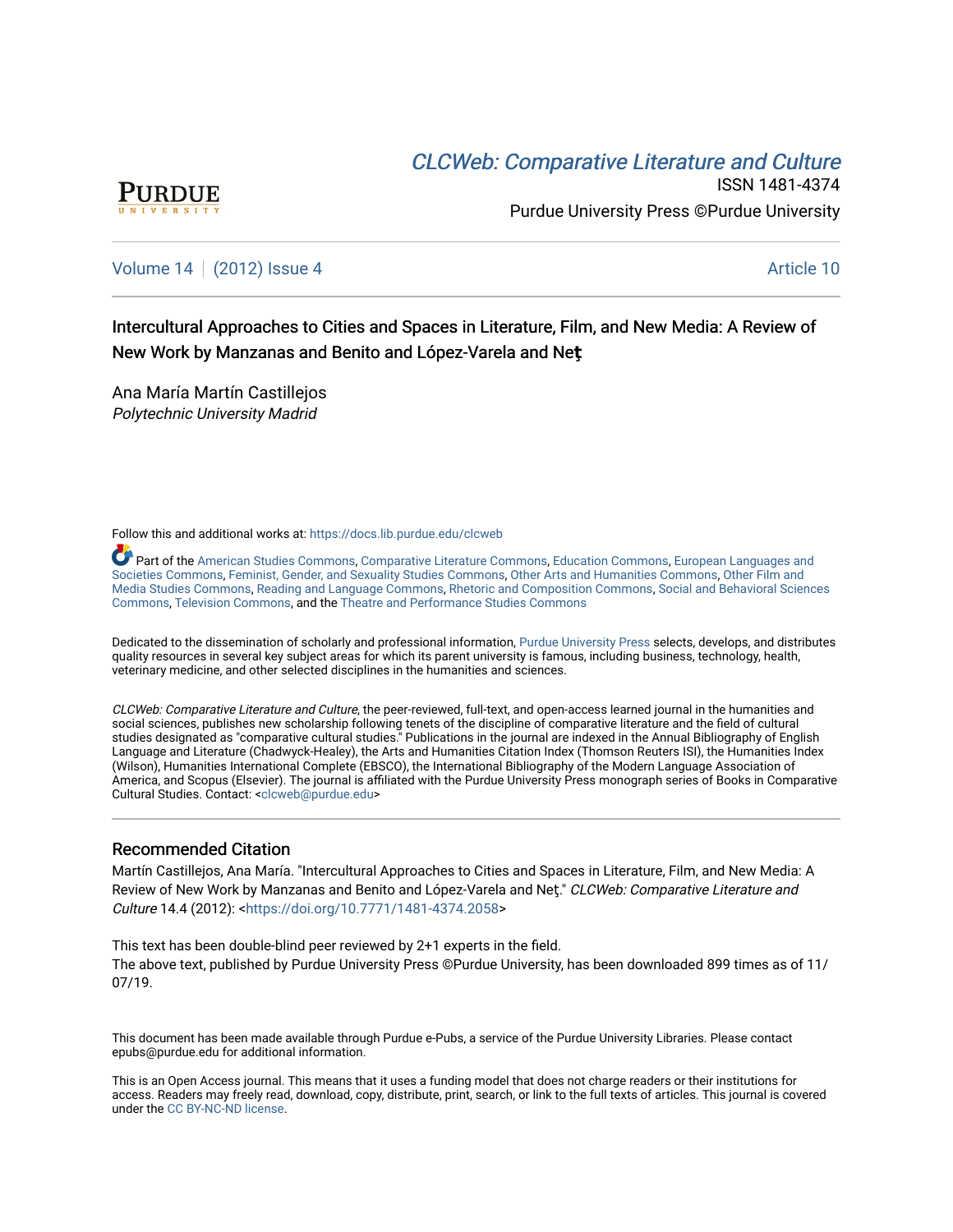CLCWeb: Comparative Literature and Culture

ISSN 1481-4374

Purdue University Press ©Purdue University

Volume 14 | (2012) Issue 4 Article 10

# Intercultural Approaches to Cities and Spaces in Literature, Film, and New Media: A Review of New Work by Manzanas and Benito and López-Varela and Neţ

Ana María Martín Castillejos
*Polytechnic University Madrid*

Follow this and additional works at: https://docs.lib.purdue.edu/clcweb

Part of the American Studies Commons, Comparative Literature Commons, Education Commons, European Languages and Societies Commons, Feminist, Gender, and Sexuality Studies Commons, Other Arts and Humanities Commons, Other Film and Media Studies Commons, Reading and Language Commons, Rhetoric and Composition Commons, Social and Behavioral Sciences Commons, Television Commons, and the Theatre and Performance Studies Commons

Dedicated to the dissemination of scholarly and professional information, Purdue University Press selects, develops, and distributes quality resources in several key subject areas for which its parent university is famous, including business, technology, health, veterinary medicine, and other selected disciplines in the humanities and sciences.

*CLCWeb: Comparative Literature and Culture*, the peer-reviewed, full-text, and open-access learned journal in the humanities and social sciences, publishes new scholarship following tenets of the discipline of comparative literature and the field of cultural studies designated as "comparative cultural studies." Publications in the journal are indexed in the Annual Bibliography of English Language and Literature (Chadwyck-Healey), the Arts and Humanities Citation Index (Thomson Reuters ISI), the Humanities Index (Wilson), Humanities International Complete (EBSCO), the International Bibliography of the Modern Language Association of America, and Scopus (Elsevier). The journal is affiliated with the Purdue University Press monograph series of Books in Comparative Cultural Studies. Contact: <clcweb@purdue.edu>

## Recommended Citation

Martín Castillejos, Ana María. "Intercultural Approaches to Cities and Spaces in Literature, Film, and New Media: A Review of New Work by Manzanas and Benito and López-Varela and Neţ." *CLCWeb: Comparative Literature and Culture* 14.4 (2012): <https://doi.org/10.7771/1481-4374.2058>

This text has been double-blind peer reviewed by 2+1 experts in the field.
The above text, published by Purdue University Press ©Purdue University, has been downloaded 899 times as of 11/07/19.

This document has been made available through Purdue e-Pubs, a service of the Purdue University Libraries. Please contact epubs@purdue.edu for additional information.

This is an Open Access journal. This means that it uses a funding model that does not charge readers or their institutions for access. Readers may freely read, download, copy, distribute, print, search, or link to the full texts of articles. This journal is covered under the CC BY-NC-ND license.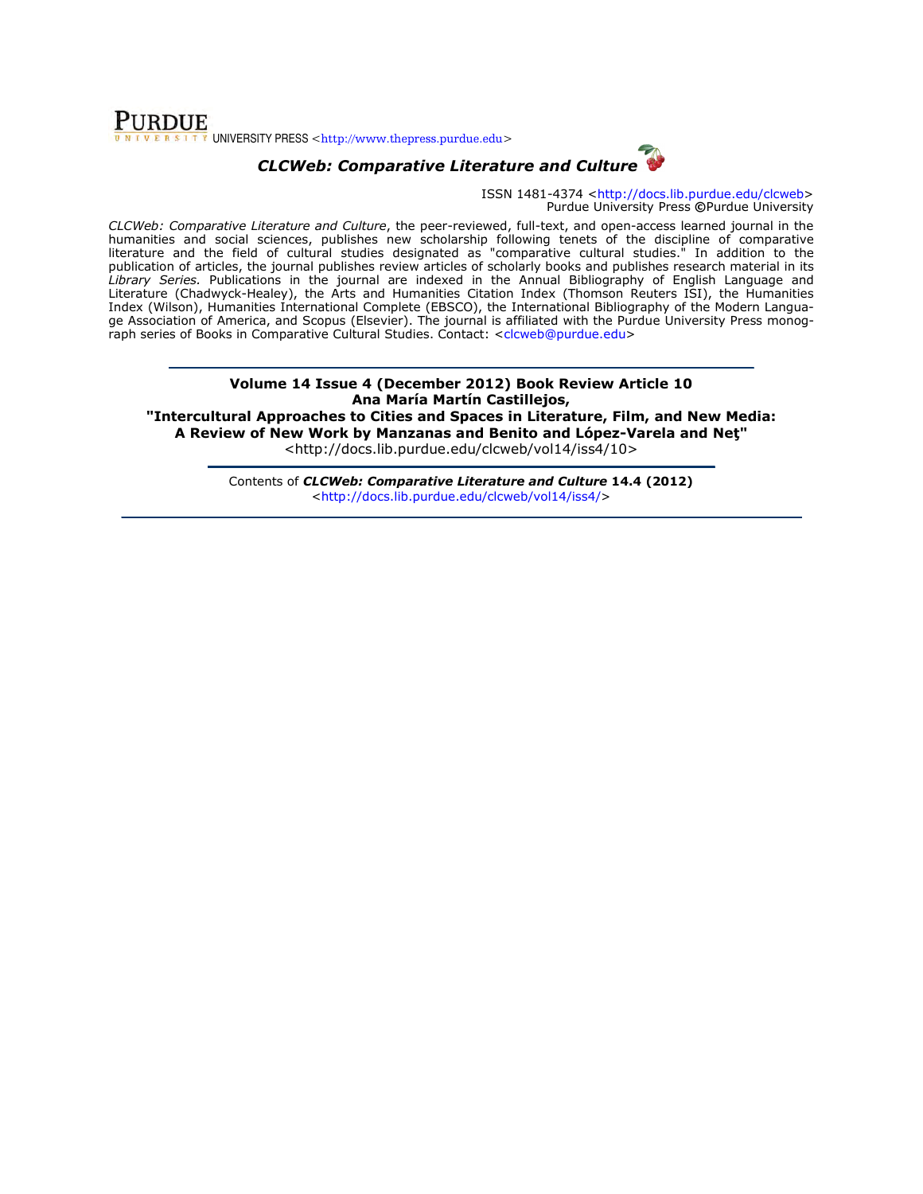**PURDUE** UNIVERSITY PRESS <http://www.thepress.purdue.edu>

## *CLCWeb: Comparative Literature and Culture*

ISSN 1481-4374 <http://docs.lib.purdue.edu/clcweb>
Purdue University Press ©Purdue University

*CLCWeb: Comparative Literature and Culture*, the peer-reviewed, full-text, and open-access learned journal in the humanities and social sciences, publishes new scholarship following tenets of the discipline of comparative literature and the field of cultural studies designated as "comparative cultural studies." In addition to the publication of articles, the journal publishes review articles of scholarly books and publishes research material in its *Library Series.* Publications in the journal are indexed in the Annual Bibliography of English Language and Literature (Chadwyck-Healey), the Arts and Humanities Citation Index (Thomson Reuters ISI), the Humanities Index (Wilson), Humanities International Complete (EBSCO), the International Bibliography of the Modern Language Association of America, and Scopus (Elsevier). The journal is affiliated with the Purdue University Press monograph series of Books in Comparative Cultural Studies. Contact: <clcweb@purdue.edu>

---

**Volume 14 Issue 4 (December 2012) Book Review Article 10**
**Ana María Martín Castillejos,**
**"Intercultural Approaches to Cities and Spaces in Literature, Film, and New Media: A Review of New Work by Manzanas and Benito and López-Varela and Neţ"**
<http://docs.lib.purdue.edu/clcweb/vol14/iss4/10>

---

Contents of ***CLCWeb: Comparative Literature and Culture* 14.4 (2012)**
<http://docs.lib.purdue.edu/clcweb/vol14/iss4/>

---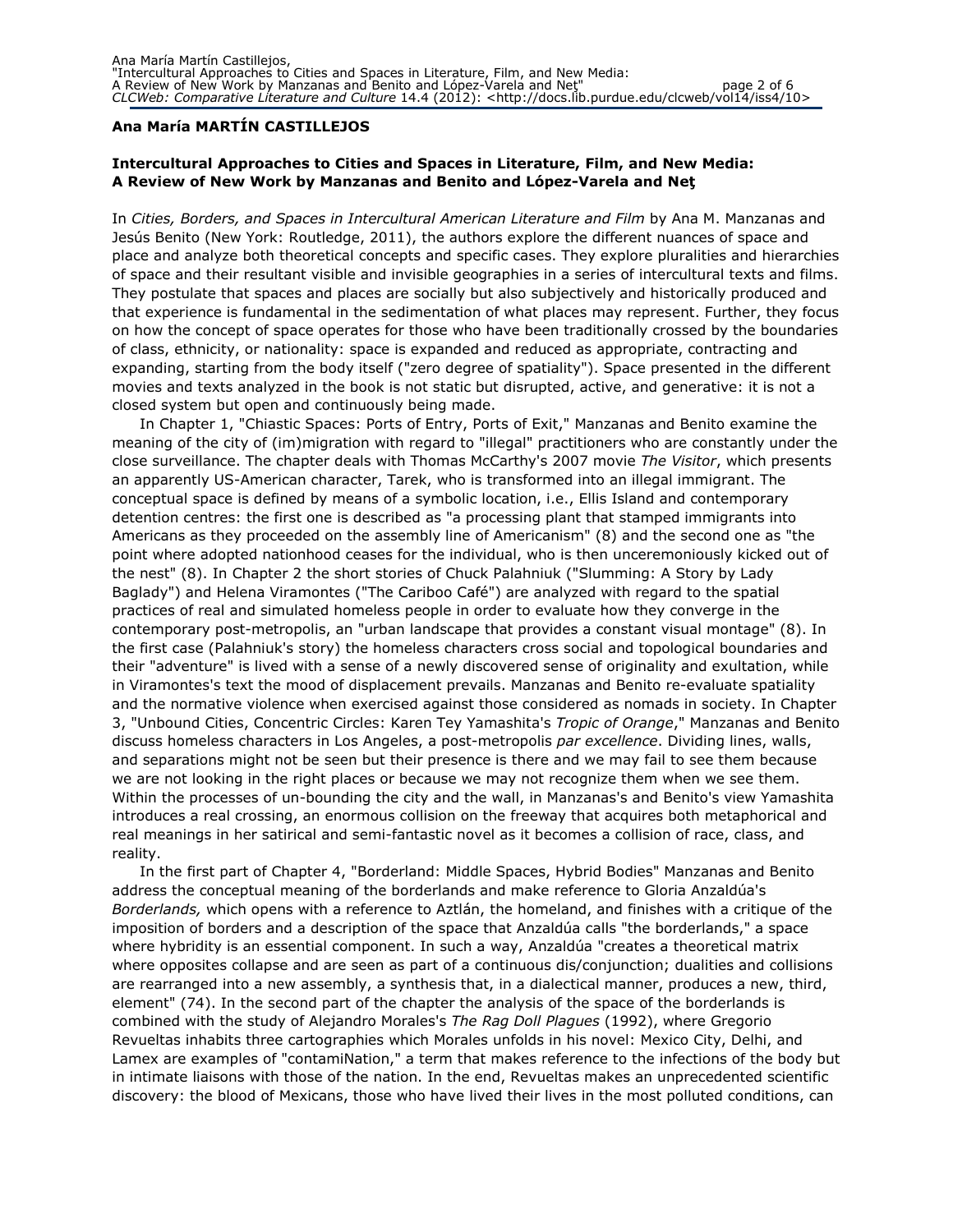**Ana María MARTÍN CASTILLEJOS**

**Intercultural Approaches to Cities and Spaces in Literature, Film, and New Media: A Review of New Work by Manzanas and Benito and López-Varela and Neţ**

In *Cities, Borders, and Spaces in Intercultural American Literature and Film* by Ana M. Manzanas and Jesús Benito (New York: Routledge, 2011), the authors explore the different nuances of space and place and analyze both theoretical concepts and specific cases. They explore pluralities and hierarchies of space and their resultant visible and invisible geographies in a series of intercultural texts and films. They postulate that spaces and places are socially but also subjectively and historically produced and that experience is fundamental in the sedimentation of what places may represent. Further, they focus on how the concept of space operates for those who have been traditionally crossed by the boundaries of class, ethnicity, or nationality: space is expanded and reduced as appropriate, contracting and expanding, starting from the body itself ("zero degree of spatiality"). Space presented in the different movies and texts analyzed in the book is not static but disrupted, active, and generative: it is not a closed system but open and continuously being made.

In Chapter 1, "Chiastic Spaces: Ports of Entry, Ports of Exit," Manzanas and Benito examine the meaning of the city of (im)migration with regard to "illegal" practitioners who are constantly under the close surveillance. The chapter deals with Thomas McCarthy's 2007 movie *The Visitor*, which presents an apparently US-American character, Tarek, who is transformed into an illegal immigrant. The conceptual space is defined by means of a symbolic location, i.e., Ellis Island and contemporary detention centres: the first one is described as "a processing plant that stamped immigrants into Americans as they proceeded on the assembly line of Americanism" (8) and the second one as "the point where adopted nationhood ceases for the individual, who is then unceremoniously kicked out of the nest" (8). In Chapter 2 the short stories of Chuck Palahniuk ("Slumming: A Story by Lady Baglady") and Helena Viramontes ("The Cariboo Café") are analyzed with regard to the spatial practices of real and simulated homeless people in order to evaluate how they converge in the contemporary post-metropolis, an "urban landscape that provides a constant visual montage" (8). In the first case (Palahniuk's story) the homeless characters cross social and topological boundaries and their "adventure" is lived with a sense of a newly discovered sense of originality and exultation, while in Viramontes's text the mood of displacement prevails. Manzanas and Benito re-evaluate spatiality and the normative violence when exercised against those considered as nomads in society. In Chapter 3, "Unbound Cities, Concentric Circles: Karen Tey Yamashita's *Tropic of Orange*," Manzanas and Benito discuss homeless characters in Los Angeles, a post-metropolis *par excellence*. Dividing lines, walls, and separations might not be seen but their presence is there and we may fail to see them because we are not looking in the right places or because we may not recognize them when we see them. Within the processes of un-bounding the city and the wall, in Manzanas's and Benito's view Yamashita introduces a real crossing, an enormous collision on the freeway that acquires both metaphorical and real meanings in her satirical and semi-fantastic novel as it becomes a collision of race, class, and reality.

In the first part of Chapter 4, "Borderland: Middle Spaces, Hybrid Bodies" Manzanas and Benito address the conceptual meaning of the borderlands and make reference to Gloria Anzaldúa's *Borderlands,* which opens with a reference to Aztlán, the homeland, and finishes with a critique of the imposition of borders and a description of the space that Anzaldúa calls "the borderlands," a space where hybridity is an essential component. In such a way, Anzaldúa "creates a theoretical matrix where opposites collapse and are seen as part of a continuous dis/conjunction; dualities and collisions are rearranged into a new assembly, a synthesis that, in a dialectical manner, produces a new, third, element" (74). In the second part of the chapter the analysis of the space of the borderlands is combined with the study of Alejandro Morales's *The Rag Doll Plagues* (1992), where Gregorio Revueltas inhabits three cartographies which Morales unfolds in his novel: Mexico City, Delhi, and Lamex are examples of "contamiNation," a term that makes reference to the infections of the body but in intimate liaisons with those of the nation. In the end, Revueltas makes an unprecedented scientific discovery: the blood of Mexicans, those who have lived their lives in the most polluted conditions, can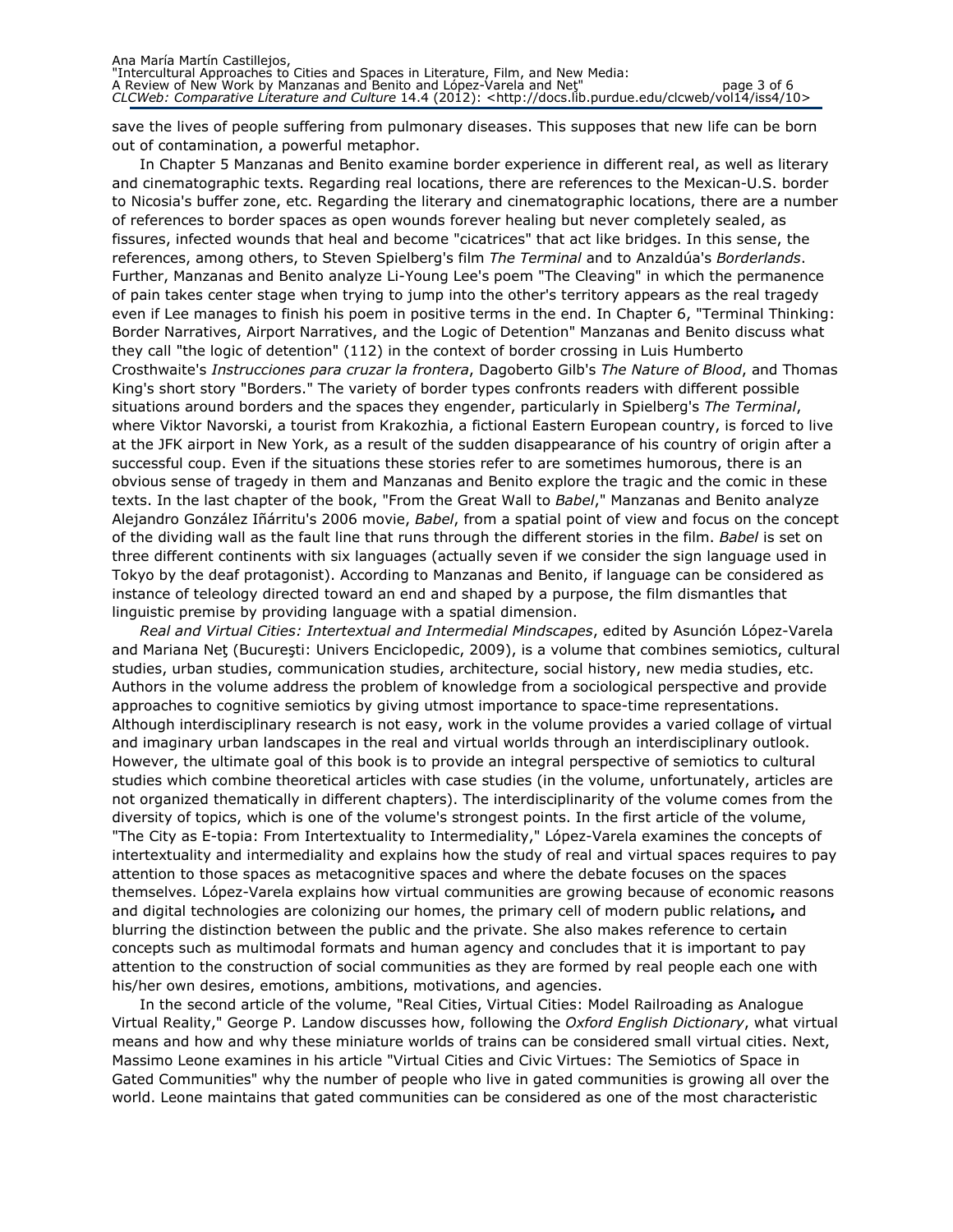save the lives of people suffering from pulmonary diseases. This supposes that new life can be born out of contamination, a powerful metaphor.

In Chapter 5 Manzanas and Benito examine border experience in different real, as well as literary and cinematographic texts. Regarding real locations, there are references to the Mexican-U.S. border to Nicosia's buffer zone, etc. Regarding the literary and cinematographic locations, there are a number of references to border spaces as open wounds forever healing but never completely sealed, as fissures, infected wounds that heal and become "cicatrices" that act like bridges. In this sense, the references, among others, to Steven Spielberg's film *The Terminal* and to Anzaldúa's *Borderlands*. Further, Manzanas and Benito analyze Li-Young Lee's poem "The Cleaving" in which the permanence of pain takes center stage when trying to jump into the other's territory appears as the real tragedy even if Lee manages to finish his poem in positive terms in the end. In Chapter 6, "Terminal Thinking: Border Narratives, Airport Narratives, and the Logic of Detention" Manzanas and Benito discuss what they call "the logic of detention" (112) in the context of border crossing in Luis Humberto Crosthwaite's *Instrucciones para cruzar la frontera*, Dagoberto Gilb's *The Nature of Blood*, and Thomas King's short story "Borders." The variety of border types confronts readers with different possible situations around borders and the spaces they engender, particularly in Spielberg's *The Terminal*, where Viktor Navorski, a tourist from Krakozhia, a fictional Eastern European country, is forced to live at the JFK airport in New York, as a result of the sudden disappearance of his country of origin after a successful coup. Even if the situations these stories refer to are sometimes humorous, there is an obvious sense of tragedy in them and Manzanas and Benito explore the tragic and the comic in these texts. In the last chapter of the book, "From the Great Wall to *Babel*," Manzanas and Benito analyze Alejandro González Iñárritu's 2006 movie, *Babel*, from a spatial point of view and focus on the concept of the dividing wall as the fault line that runs through the different stories in the film. *Babel* is set on three different continents with six languages (actually seven if we consider the sign language used in Tokyo by the deaf protagonist). According to Manzanas and Benito, if language can be considered as instance of teleology directed toward an end and shaped by a purpose, the film dismantles that linguistic premise by providing language with a spatial dimension.

*Real and Virtual Cities: Intertextual and Intermedial Mindscapes*, edited by Asunción López-Varela and Mariana Neţ (Bucureşti: Univers Enciclopedic, 2009), is a volume that combines semiotics, cultural studies, urban studies, communication studies, architecture, social history, new media studies, etc. Authors in the volume address the problem of knowledge from a sociological perspective and provide approaches to cognitive semiotics by giving utmost importance to space-time representations. Although interdisciplinary research is not easy, work in the volume provides a varied collage of virtual and imaginary urban landscapes in the real and virtual worlds through an interdisciplinary outlook. However, the ultimate goal of this book is to provide an integral perspective of semiotics to cultural studies which combine theoretical articles with case studies (in the volume, unfortunately, articles are not organized thematically in different chapters). The interdisciplinarity of the volume comes from the diversity of topics, which is one of the volume's strongest points. In the first article of the volume, "The City as E-topia: From Intertextuality to Intermediality," López-Varela examines the concepts of intertextuality and intermediality and explains how the study of real and virtual spaces requires to pay attention to those spaces as metacognitive spaces and where the debate focuses on the spaces themselves. López-Varela explains how virtual communities are growing because of economic reasons and digital technologies are colonizing our homes, the primary cell of modern public relations**,** and blurring the distinction between the public and the private. She also makes reference to certain concepts such as multimodal formats and human agency and concludes that it is important to pay attention to the construction of social communities as they are formed by real people each one with his/her own desires, emotions, ambitions, motivations, and agencies.

In the second article of the volume, "Real Cities, Virtual Cities: Model Railroading as Analogue Virtual Reality," George P. Landow discusses how, following the *Oxford English Dictionary*, what virtual means and how and why these miniature worlds of trains can be considered small virtual cities. Next, Massimo Leone examines in his article "Virtual Cities and Civic Virtues: The Semiotics of Space in Gated Communities" why the number of people who live in gated communities is growing all over the world. Leone maintains that gated communities can be considered as one of the most characteristic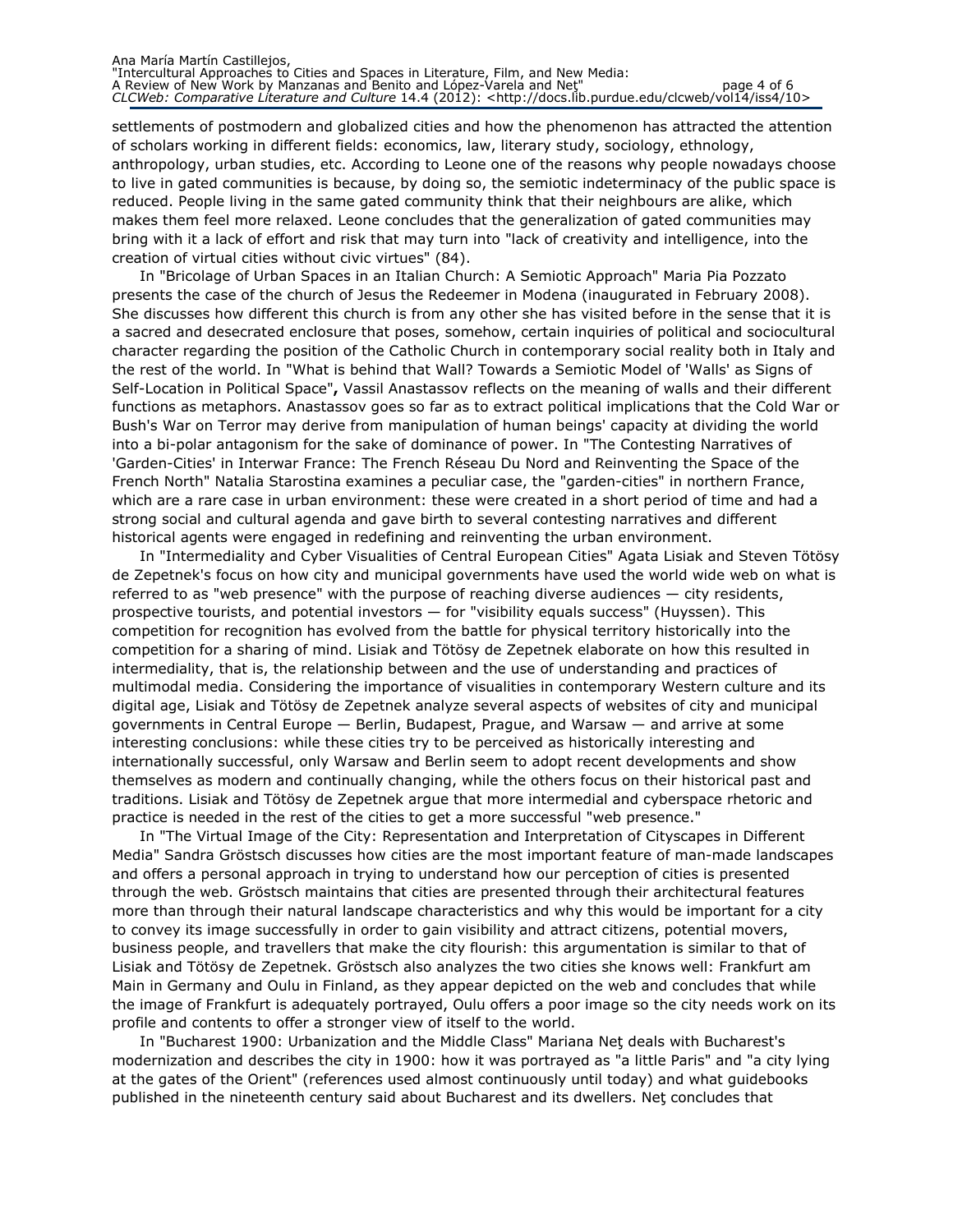settlements of postmodern and globalized cities and how the phenomenon has attracted the attention of scholars working in different fields: economics, law, literary study, sociology, ethnology, anthropology, urban studies, etc. According to Leone one of the reasons why people nowadays choose to live in gated communities is because, by doing so, the semiotic indeterminacy of the public space is reduced. People living in the same gated community think that their neighbours are alike, which makes them feel more relaxed. Leone concludes that the generalization of gated communities may bring with it a lack of effort and risk that may turn into "lack of creativity and intelligence, into the creation of virtual cities without civic virtues" (84).

In "Bricolage of Urban Spaces in an Italian Church: A Semiotic Approach" Maria Pia Pozzato presents the case of the church of Jesus the Redeemer in Modena (inaugurated in February 2008). She discusses how different this church is from any other she has visited before in the sense that it is a sacred and desecrated enclosure that poses, somehow, certain inquiries of political and sociocultural character regarding the position of the Catholic Church in contemporary social reality both in Italy and the rest of the world. In "What is behind that Wall? Towards a Semiotic Model of 'Walls' as Signs of Self-Location in Political Space"**,** Vassil Anastassov reflects on the meaning of walls and their different functions as metaphors. Anastassov goes so far as to extract political implications that the Cold War or Bush's War on Terror may derive from manipulation of human beings' capacity at dividing the world into a bi-polar antagonism for the sake of dominance of power. In "The Contesting Narratives of 'Garden-Cities' in Interwar France: The French Réseau Du Nord and Reinventing the Space of the French North" Natalia Starostina examines a peculiar case, the "garden-cities" in northern France, which are a rare case in urban environment: these were created in a short period of time and had a strong social and cultural agenda and gave birth to several contesting narratives and different historical agents were engaged in redefining and reinventing the urban environment.

In "Intermediality and Cyber Visualities of Central European Cities" Agata Lisiak and Steven Tötösy de Zepetnek's focus on how city and municipal governments have used the world wide web on what is referred to as "web presence" with the purpose of reaching diverse audiences — city residents, prospective tourists, and potential investors — for "visibility equals success" (Huyssen). This competition for recognition has evolved from the battle for physical territory historically into the competition for a sharing of mind. Lisiak and Tötösy de Zepetnek elaborate on how this resulted in intermediality, that is, the relationship between and the use of understanding and practices of multimodal media. Considering the importance of visualities in contemporary Western culture and its digital age, Lisiak and Tötösy de Zepetnek analyze several aspects of websites of city and municipal governments in Central Europe — Berlin, Budapest, Prague, and Warsaw — and arrive at some interesting conclusions: while these cities try to be perceived as historically interesting and internationally successful, only Warsaw and Berlin seem to adopt recent developments and show themselves as modern and continually changing, while the others focus on their historical past and traditions. Lisiak and Tötösy de Zepetnek argue that more intermedial and cyberspace rhetoric and practice is needed in the rest of the cities to get a more successful "web presence."

In "The Virtual Image of the City: Representation and Interpretation of Cityscapes in Different Media" Sandra Gröstsch discusses how cities are the most important feature of man-made landscapes and offers a personal approach in trying to understand how our perception of cities is presented through the web. Gröstsch maintains that cities are presented through their architectural features more than through their natural landscape characteristics and why this would be important for a city to convey its image successfully in order to gain visibility and attract citizens, potential movers, business people, and travellers that make the city flourish: this argumentation is similar to that of Lisiak and Tötösy de Zepetnek. Gröstsch also analyzes the two cities she knows well: Frankfurt am Main in Germany and Oulu in Finland, as they appear depicted on the web and concludes that while the image of Frankfurt is adequately portrayed, Oulu offers a poor image so the city needs work on its profile and contents to offer a stronger view of itself to the world.

In "Bucharest 1900: Urbanization and the Middle Class" Mariana Neţ deals with Bucharest's modernization and describes the city in 1900: how it was portrayed as "a little Paris" and "a city lying at the gates of the Orient" (references used almost continuously until today) and what guidebooks published in the nineteenth century said about Bucharest and its dwellers. Neţ concludes that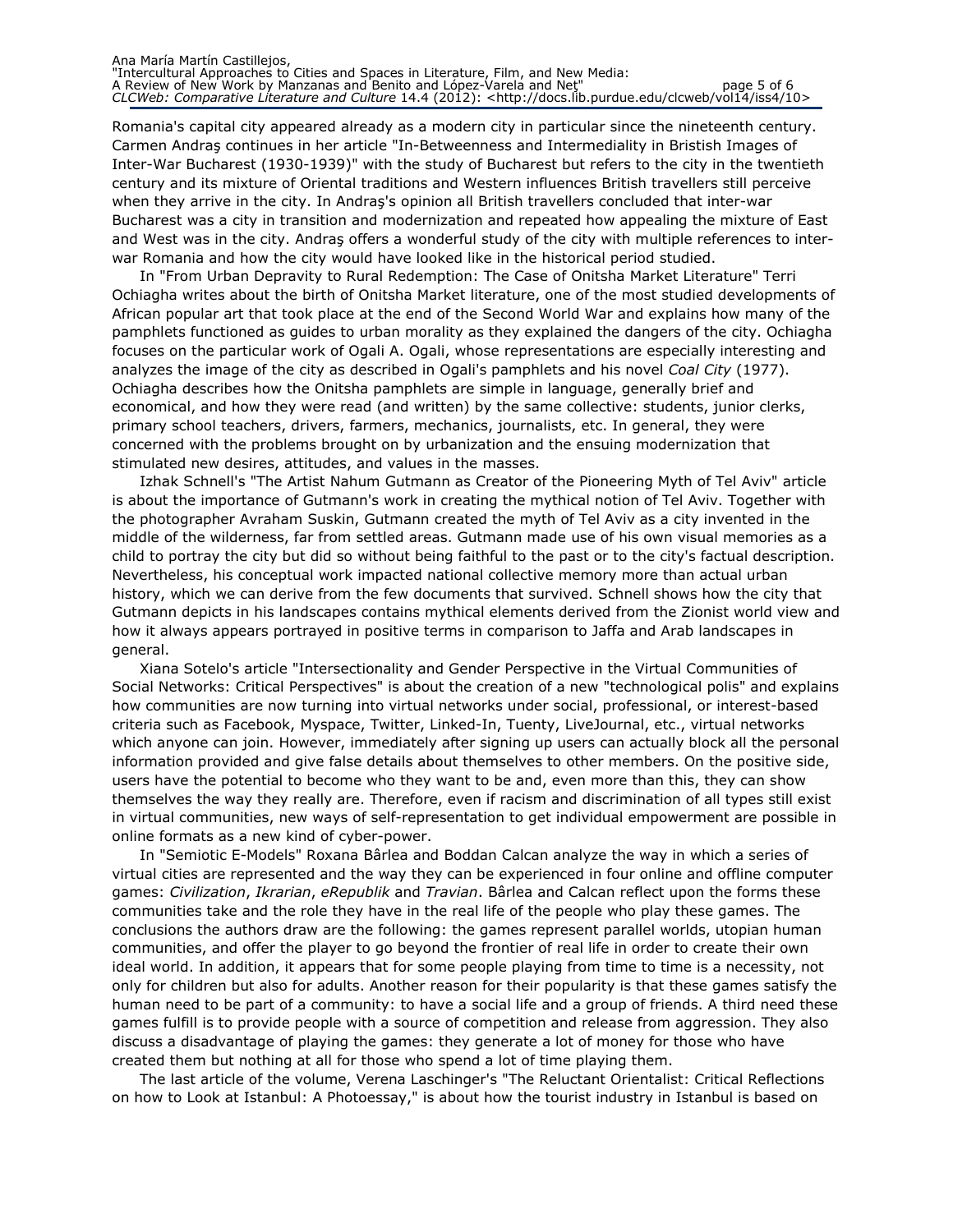Romania's capital city appeared already as a modern city in particular since the nineteenth century. Carmen Andraş continues in her article "In-Betweenness and Intermediality in Bristish Images of Inter-War Bucharest (1930-1939)" with the study of Bucharest but refers to the city in the twentieth century and its mixture of Oriental traditions and Western influences British travellers still perceive when they arrive in the city. In Andraş's opinion all British travellers concluded that inter-war Bucharest was a city in transition and modernization and repeated how appealing the mixture of East and West was in the city. Andraş offers a wonderful study of the city with multiple references to inter-war Romania and how the city would have looked like in the historical period studied.

In "From Urban Depravity to Rural Redemption: The Case of Onitsha Market Literature" Terri Ochiagha writes about the birth of Onitsha Market literature, one of the most studied developments of African popular art that took place at the end of the Second World War and explains how many of the pamphlets functioned as guides to urban morality as they explained the dangers of the city. Ochiagha focuses on the particular work of Ogali A. Ogali, whose representations are especially interesting and analyzes the image of the city as described in Ogali's pamphlets and his novel *Coal City* (1977). Ochiagha describes how the Onitsha pamphlets are simple in language, generally brief and economical, and how they were read (and written) by the same collective: students, junior clerks, primary school teachers, drivers, farmers, mechanics, journalists, etc. In general, they were concerned with the problems brought on by urbanization and the ensuing modernization that stimulated new desires, attitudes, and values in the masses.

Izhak Schnell's "The Artist Nahum Gutmann as Creator of the Pioneering Myth of Tel Aviv" article is about the importance of Gutmann's work in creating the mythical notion of Tel Aviv. Together with the photographer Avraham Suskin, Gutmann created the myth of Tel Aviv as a city invented in the middle of the wilderness, far from settled areas. Gutmann made use of his own visual memories as a child to portray the city but did so without being faithful to the past or to the city's factual description. Nevertheless, his conceptual work impacted national collective memory more than actual urban history, which we can derive from the few documents that survived. Schnell shows how the city that Gutmann depicts in his landscapes contains mythical elements derived from the Zionist world view and how it always appears portrayed in positive terms in comparison to Jaffa and Arab landscapes in general.

Xiana Sotelo's article "Intersectionality and Gender Perspective in the Virtual Communities of Social Networks: Critical Perspectives" is about the creation of a new "technological polis" and explains how communities are now turning into virtual networks under social, professional, or interest-based criteria such as Facebook, Myspace, Twitter, Linked-In, Tuenty, LiveJournal, etc., virtual networks which anyone can join. However, immediately after signing up users can actually block all the personal information provided and give false details about themselves to other members. On the positive side, users have the potential to become who they want to be and, even more than this, they can show themselves the way they really are. Therefore, even if racism and discrimination of all types still exist in virtual communities, new ways of self-representation to get individual empowerment are possible in online formats as a new kind of cyber-power.

In "Semiotic E-Models" Roxana Bârlea and Boddan Calcan analyze the way in which a series of virtual cities are represented and the way they can be experienced in four online and offline computer games: *Civilization*, *Ikrarian*, *eRepublik* and *Travian*. Bârlea and Calcan reflect upon the forms these communities take and the role they have in the real life of the people who play these games. The conclusions the authors draw are the following: the games represent parallel worlds, utopian human communities, and offer the player to go beyond the frontier of real life in order to create their own ideal world. In addition, it appears that for some people playing from time to time is a necessity, not only for children but also for adults. Another reason for their popularity is that these games satisfy the human need to be part of a community: to have a social life and a group of friends. A third need these games fulfill is to provide people with a source of competition and release from aggression. They also discuss a disadvantage of playing the games: they generate a lot of money for those who have created them but nothing at all for those who spend a lot of time playing them.

The last article of the volume, Verena Laschinger's "The Reluctant Orientalist: Critical Reflections on how to Look at Istanbul: A Photoessay," is about how the tourist industry in Istanbul is based on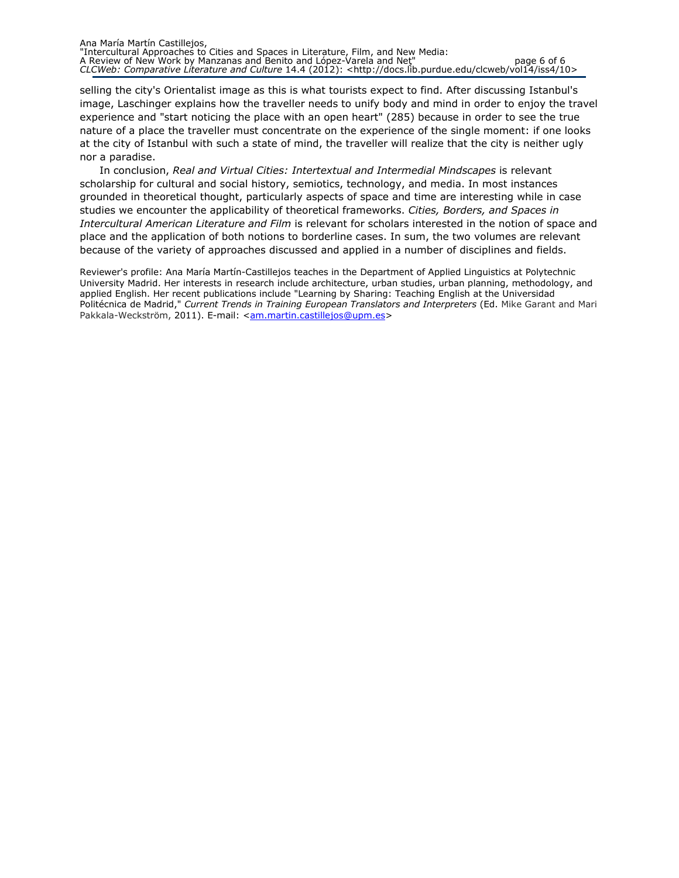selling the city's Orientalist image as this is what tourists expect to find. After discussing Istanbul's image, Laschinger explains how the traveller needs to unify body and mind in order to enjoy the travel experience and "start noticing the place with an open heart" (285) because in order to see the true nature of a place the traveller must concentrate on the experience of the single moment: if one looks at the city of Istanbul with such a state of mind, the traveller will realize that the city is neither ugly nor a paradise.

In conclusion, *Real and Virtual Cities: Intertextual and Intermedial Mindscapes* is relevant scholarship for cultural and social history, semiotics, technology, and media. In most instances grounded in theoretical thought, particularly aspects of space and time are interesting while in case studies we encounter the applicability of theoretical frameworks. *Cities, Borders, and Spaces in Intercultural American Literature and Film* is relevant for scholars interested in the notion of space and place and the application of both notions to borderline cases. In sum, the two volumes are relevant because of the variety of approaches discussed and applied in a number of disciplines and fields.

Reviewer's profile: Ana María Martín-Castillejos teaches in the Department of Applied Linguistics at Polytechnic University Madrid. Her interests in research include architecture, urban studies, urban planning, methodology, and applied English. Her recent publications include "Learning by Sharing: Teaching English at the Universidad Politécnica de Madrid," *Current Trends in Training European Translators and Interpreters* (Ed. Mike Garant and Mari Pakkala-Weckström, 2011). E-mail: <am.martin.castillejos@upm.es>